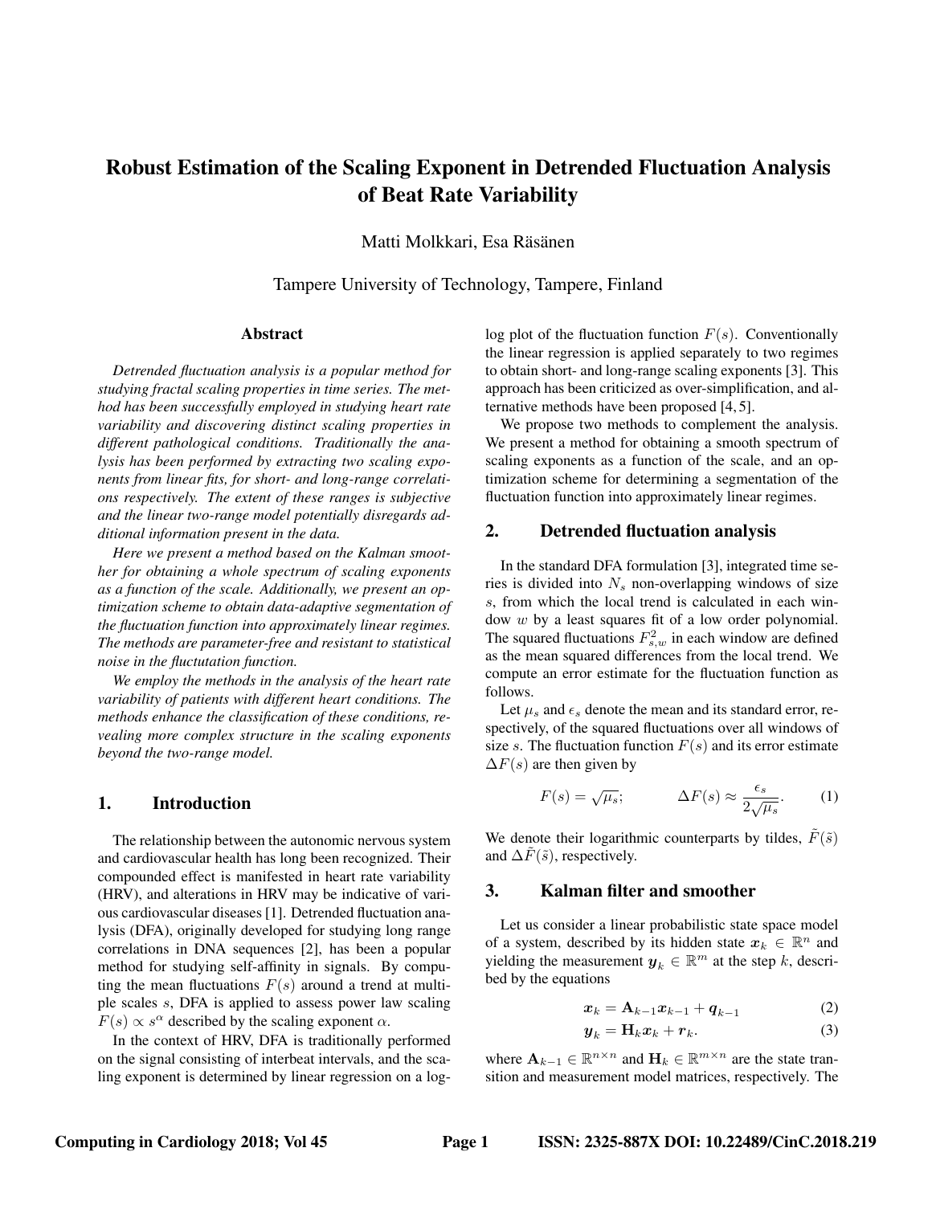# Robust Estimation of the Scaling Exponent in Detrended Fluctuation Analysis of Beat Rate Variability

Matti Molkkari, Esa Räsänen

Tampere University of Technology, Tampere, Finland

## Abstract

*Detrended fluctuation analysis is a popular method for studying fractal scaling properties in time series. The method has been successfully employed in studying heart rate variability and discovering distinct scaling properties in different pathological conditions. Traditionally the analysis has been performed by extracting two scaling exponents from linear fits, for short- and long-range correlations respectively. The extent of these ranges is subjective and the linear two-range model potentially disregards additional information present in the data.*

*Here we present a method based on the Kalman smoother for obtaining a whole spectrum of scaling exponents as a function of the scale. Additionally, we present an optimization scheme to obtain data-adaptive segmentation of the fluctuation function into approximately linear regimes. The methods are parameter-free and resistant to statistical noise in the fluctutation function.*

*We employ the methods in the analysis of the heart rate variability of patients with different heart conditions. The methods enhance the classification of these conditions, revealing more complex structure in the scaling exponents beyond the two-range model.*

## 1. Introduction

The relationship between the autonomic nervous system and cardiovascular health has long been recognized. Their compounded effect is manifested in heart rate variability (HRV), and alterations in HRV may be indicative of various cardiovascular diseases [1]. Detrended fluctuation analysis (DFA), originally developed for studying long range correlations in DNA sequences [2], has been a popular method for studying self-affinity in signals. By computing the mean fluctuations $F(s)$ around a trend at multiple scales $s$, DFA is applied to assess power law scaling $F(s) \propto s^{\alpha}$ described by the scaling exponent $\alpha$.

In the context of HRV, DFA is traditionally performed on the signal consisting of interbeat intervals, and the scaling exponent is determined by linear regression on a log-log plot of the fluctuation function $F(s)$. Conventionally the linear regression is applied separately to two regimes to obtain short- and long-range scaling exponents [3]. This approach has been criticized as over-simplification, and alternative methods have been proposed [4, 5].

We propose two methods to complement the analysis. We present a method for obtaining a smooth spectrum of scaling exponents as a function of the scale, and an optimization scheme for determining a segmentation of the fluctuation function into approximately linear regimes.

## 2. Detrended fluctuation analysis

In the standard DFA formulation [3], integrated time series is divided into $N_s$ non-overlapping windows of size $s$, from which the local trend is calculated in each window $w$ by a least squares fit of a low order polynomial. The squared fluctuations $F^2_{s,w}$ in each window are defined as the mean squared differences from the local trend. We compute an error estimate for the fluctuation function as follows.

Let $\mu_s$ and $\epsilon_s$ denote the mean and its standard error, respectively, of the squared fluctuations over all windows of size $s$. The fluctuation function $F(s)$ and its error estimate $\Delta F(s)$ are then given by

$$F(s) = \sqrt{\mu_s}; \qquad \Delta F(s) \approx \frac{\epsilon_s}{2\sqrt{\mu_s}}. \tag{1}$$

We denote their logarithmic counterparts by tildes, $\tilde{F}(\tilde{s})$ and $\Delta\tilde{F}(\tilde{s})$, respectively.

## 3. Kalman filter and smoother

Let us consider a linear probabilistic state space model of a system, described by its hidden state $\boldsymbol{x}_k \in \mathbb{R}^n$ and yielding the measurement $\boldsymbol{y}_k \in \mathbb{R}^m$ at the step $k$, described by the equations

$$\boldsymbol{x}_k = \mathbf{A}_{k-1}\boldsymbol{x}_{k-1} + \boldsymbol{q}_{k-1} \tag{2}$$

$$\boldsymbol{y}_k = \mathbf{H}_k\boldsymbol{x}_k + \boldsymbol{r}_k. \tag{3}$$

where $\mathbf{A}_{k-1} \in \mathbb{R}^{n\times n}$ and $\mathbf{H}_k \in \mathbb{R}^{m\times n}$ are the state transition and measurement model matrices, respectively. The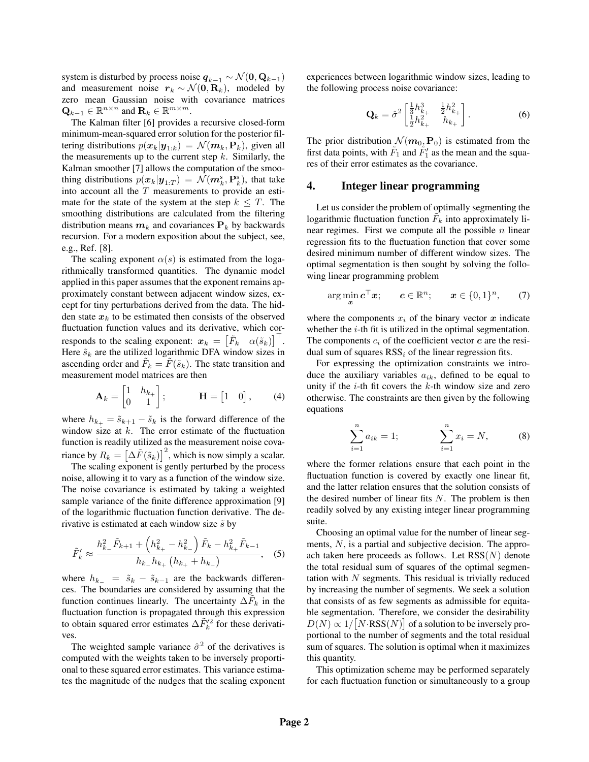system is disturbed by process noise $\boldsymbol{q}_{k-1} \sim \mathcal{N}(\mathbf{0}, \mathbf{Q}_{k-1})$ and measurement noise $\boldsymbol{r}_k \sim \mathcal{N}(\mathbf{0}, \mathbf{R}_k)$, modeled by zero mean Gaussian noise with covariance matrices $\mathbf{Q}_{k-1} \in \mathbb{R}^{n\times n}$ and $\mathbf{R}_k \in \mathbb{R}^{m\times m}$.

The Kalman filter [6] provides a recursive closed-form minimum-mean-squared error solution for the posterior filtering distributions $p(\boldsymbol{x}_k|\boldsymbol{y}_{1:k}) = \mathcal{N}(\boldsymbol{m}_k, \mathbf{P}_k)$, given all the measurements up to the current step $k$. Similarly, the Kalman smoother [7] allows the computation of the smoothing distributions $p(\boldsymbol{x}_k|\boldsymbol{y}_{1:T}) = \mathcal{N}(\boldsymbol{m}_k^{\mathrm{s}}, \mathbf{P}_k^{\mathrm{s}})$, that take into account all the $T$ measurements to provide an estimate for the state of the system at the step $k \leq T$. The smoothing distributions are calculated from the filtering distribution means $\boldsymbol{m}_k$ and covariances $\mathbf{P}_k$ by backwards recursion. For a modern exposition about the subject, see, e.g., Ref. [8].

The scaling exponent $\alpha(s)$ is estimated from the logarithmically transformed quantities. The dynamic model applied in this paper assumes that the exponent remains approximately constant between adjacent window sizes, except for tiny perturbations derived from the data. The hidden state $\boldsymbol{x}_k$ to be estimated then consists of the observed fluctuation function values and its derivative, which corresponds to the scaling exponent: $\boldsymbol{x}_k = \begin{bmatrix}\tilde{F}_k & \alpha(\tilde{s}_k)\end{bmatrix}^\top$. Here $\tilde{s}_k$ are the utilized logarithmic DFA window sizes in ascending order and $\tilde{F}_k = \tilde{F}(\tilde{s}_k)$. The state transition and measurement model matrices are then

$$\mathbf{A}_k = \begin{bmatrix}1 & h_{k_+}\\ 0 & 1\end{bmatrix}; \qquad \mathbf{H} = \begin{bmatrix}1 & 0\end{bmatrix}, \tag{4}$$

where $h_{k_+} = \tilde{s}_{k+1} - \tilde{s}_k$ is the forward difference of the window size at $k$. The error estimate of the fluctuation function is readily utilized as the measurement noise covariance by $R_k = \left[\Delta\tilde{F}(\tilde{s}_k)\right]^2$, which is now simply a scalar.

The scaling exponent is gently perturbed by the process noise, allowing it to vary as a function of the window size. The noise covariance is estimated by taking a weighted sample variance of the finite difference approximation [9] of the logarithmic fluctuation function derivative. The derivative is estimated at each window size $\tilde{s}$ by

$$\tilde{F}_k' \approx \frac{h_{k_-}^2 \tilde{F}_{k+1} + \left(h_{k_+}^2 - h_{k_-}^2\right)\tilde{F}_k - h_{k_+}^2 \tilde{F}_{k-1}}{h_{k_-} h_{k_+}\left(h_{k_+} + h_{k_-}\right)}, \tag{5}$$

where $h_{k_-} = \tilde{s}_k - \tilde{s}_{k-1}$ are the backwards differences. The boundaries are considered by assuming that the function continues linearly. The uncertainty $\Delta\tilde{F}_k$ in the fluctuation function is propagated through this expression to obtain squared error estimates $\Delta\tilde{F}_k'^2$ for these derivatives.

The weighted sample variance $\hat{\sigma}^2$ of the derivatives is computed with the weights taken to be inversely proportional to these squared error estimates. This variance estimates the magnitude of the nudges that the scaling exponent experiences between logarithmic window sizes, leading to the following process noise covariance:

$$\mathbf{Q}_k = \hat{\sigma}^2 \begin{bmatrix}\frac{1}{3}h_{k_+}^3 & \frac{1}{2}h_{k_+}^2\\ \frac{1}{2}h_{k_+}^2 & h_{k_+}\end{bmatrix}. \tag{6}$$

The prior distribution $\mathcal{N}(\boldsymbol{m}_0, \mathbf{P}_0)$ is estimated from the first data points, with $\tilde{F}_1$ and $\tilde{F}_1'$ as the mean and the squares of their error estimates as the covariance.

## 4. Integer linear programming

Let us consider the problem of optimally segmenting the logarithmic fluctuation function $\tilde{F}_k$ into approximately linear regimes. First we compute all the possible $n$ linear regression fits to the fluctuation function that cover some desired minimum number of different window sizes. The optimal segmentation is then sought by solving the following linear programming problem

$$\arg\min_{\boldsymbol{x}} \boldsymbol{c}^\top \boldsymbol{x}; \qquad \boldsymbol{c} \in \mathbb{R}^n; \qquad \boldsymbol{x} \in \{0,1\}^n, \tag{7}$$

where the components $x_i$ of the binary vector $\boldsymbol{x}$ indicate whether the $i$-th fit is utilized in the optimal segmentation. The components $c_i$ of the coefficient vector $\boldsymbol{c}$ are the residual sum of squares $\mathrm{RSS}_i$ of the linear regression fits.

For expressing the optimization constraints we introduce the auxiliary variables $a_{ik}$, defined to be equal to unity if the $i$-th fit covers the $k$-th window size and zero otherwise. The constraints are then given by the following equations

$$\sum_{i=1}^{n} a_{ik} = 1; \qquad \sum_{i=1}^{n} x_i = N, \tag{8}$$

where the former relations ensure that each point in the fluctuation function is covered by exactly one linear fit, and the latter relation ensures that the solution consists of the desired number of linear fits $N$. The problem is then readily solved by any existing integer linear programming suite.

Choosing an optimal value for the number of linear segments, $N$, is a partial and subjective decision. The approach taken here proceeds as follows. Let $\mathrm{RSS}(N)$ denote the total residual sum of squares of the optimal segmentation with $N$ segments. This residual is trivially reduced by increasing the number of segments. We seek a solution that consists of as few segments as admissible for equitable segmentation. Therefore, we consider the desirability $D(N) \propto 1/\left[N{\cdot}\mathrm{RSS}(N)\right]$ of a solution to be inversely proportional to the number of segments and the total residual sum of squares. The solution is optimal when it maximizes this quantity.

This optimization scheme may be performed separately for each fluctuation function or simultaneously to a group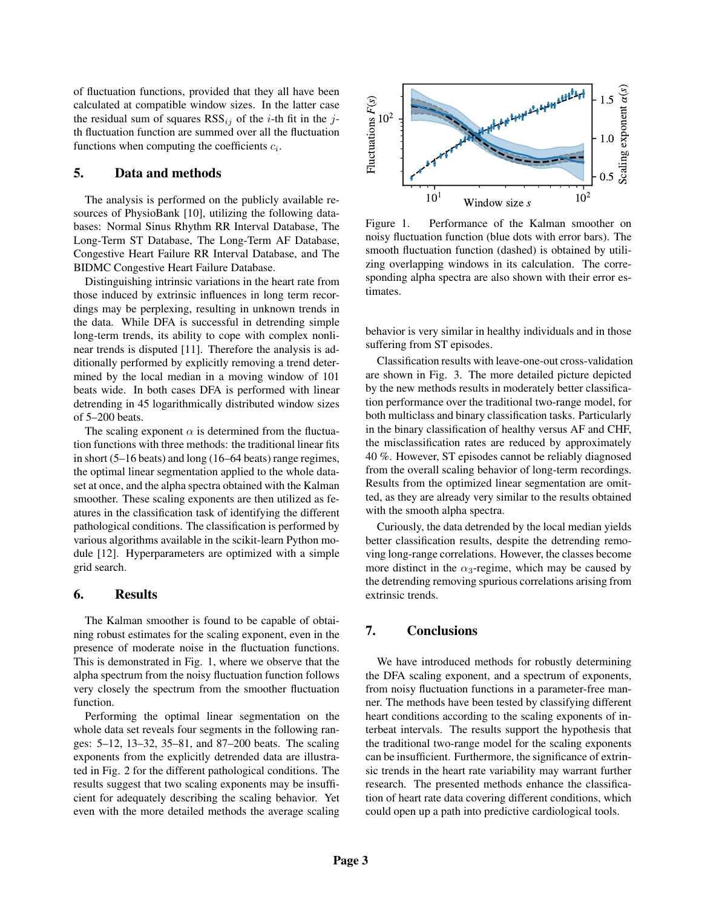of fluctuation functions, provided that they all have been calculated at compatible window sizes. In the latter case the residual sum of squares $\mathrm{RSS}_{ij}$ of the $i$-th fit in the $j$-th fluctuation function are summed over all the fluctuation functions when computing the coefficients $c_i$.

## 5. Data and methods

The analysis is performed on the publicly available resources of PhysioBank [10], utilizing the following databases: Normal Sinus Rhythm RR Interval Database, The Long-Term ST Database, The Long-Term AF Database, Congestive Heart Failure RR Interval Database, and The BIDMC Congestive Heart Failure Database.

Distinguishing intrinsic variations in the heart rate from those induced by extrinsic influences in long term recordings may be perplexing, resulting in unknown trends in the data. While DFA is successful in detrending simple long-term trends, its ability to cope with complex nonlinear trends is disputed [11]. Therefore the analysis is additionally performed by explicitly removing a trend determined by the local median in a moving window of 101 beats wide. In both cases DFA is performed with linear detrending in 45 logarithmically distributed window sizes of 5–200 beats.

The scaling exponent $\alpha$ is determined from the fluctuation functions with three methods: the traditional linear fits in short (5–16 beats) and long (16–64 beats) range regimes, the optimal linear segmentation applied to the whole dataset at once, and the alpha spectra obtained with the Kalman smoother. These scaling exponents are then utilized as features in the classification task of identifying the different pathological conditions. The classification is performed by various algorithms available in the scikit-learn Python module [12]. Hyperparameters are optimized with a simple grid search.

## 6. Results

The Kalman smoother is found to be capable of obtaining robust estimates for the scaling exponent, even in the presence of moderate noise in the fluctuation functions. This is demonstrated in Fig. 1, where we observe that the alpha spectrum from the noisy fluctuation function follows very closely the spectrum from the smoother fluctuation function.

Figure 1. Performance of the Kalman smoother on noisy fluctuation function (blue dots with error bars). The smooth fluctuation function (dashed) is obtained by utilizing overlapping windows in its calculation. The corresponding alpha spectra are also shown with their error estimates.

Performing the optimal linear segmentation on the whole data set reveals four segments in the following ranges: 5–12, 13–32, 35–81, and 87–200 beats. The scaling exponents from the explicitly detrended data are illustrated in Fig. 2 for the different pathological conditions. The results suggest that two scaling exponents may be insufficient for adequately describing the scaling behavior. Yet even with the more detailed methods the average scaling behavior is very similar in healthy individuals and in those suffering from ST episodes.

Classification results with leave-one-out cross-validation are shown in Fig. 3. The more detailed picture depicted by the new methods results in moderately better classification performance over the traditional two-range model, for both multiclass and binary classification tasks. Particularly in the binary classification of healthy versus AF and CHF, the misclassification rates are reduced by approximately 40 %. However, ST episodes cannot be reliably diagnosed from the overall scaling behavior of long-term recordings. Results from the optimized linear segmentation are omitted, as they are already very similar to the results obtained with the smooth alpha spectra.

Curiously, the data detrended by the local median yields better classification results, despite the detrending removing long-range correlations. However, the classes become more distinct in the $\alpha_3$-regime, which may be caused by the detrending removing spurious correlations arising from extrinsic trends.

## 7. Conclusions

We have introduced methods for robustly determining the DFA scaling exponent, and a spectrum of exponents, from noisy fluctuation functions in a parameter-free manner. The methods have been tested by classifying different heart conditions according to the scaling exponents of interbeat intervals. The results support the hypothesis that the traditional two-range model for the scaling exponents can be insufficient. Furthermore, the significance of extrinsic trends in the heart rate variability may warrant further research. The presented methods enhance the classification of heart rate data covering different conditions, which could open up a path into predictive cardiological tools.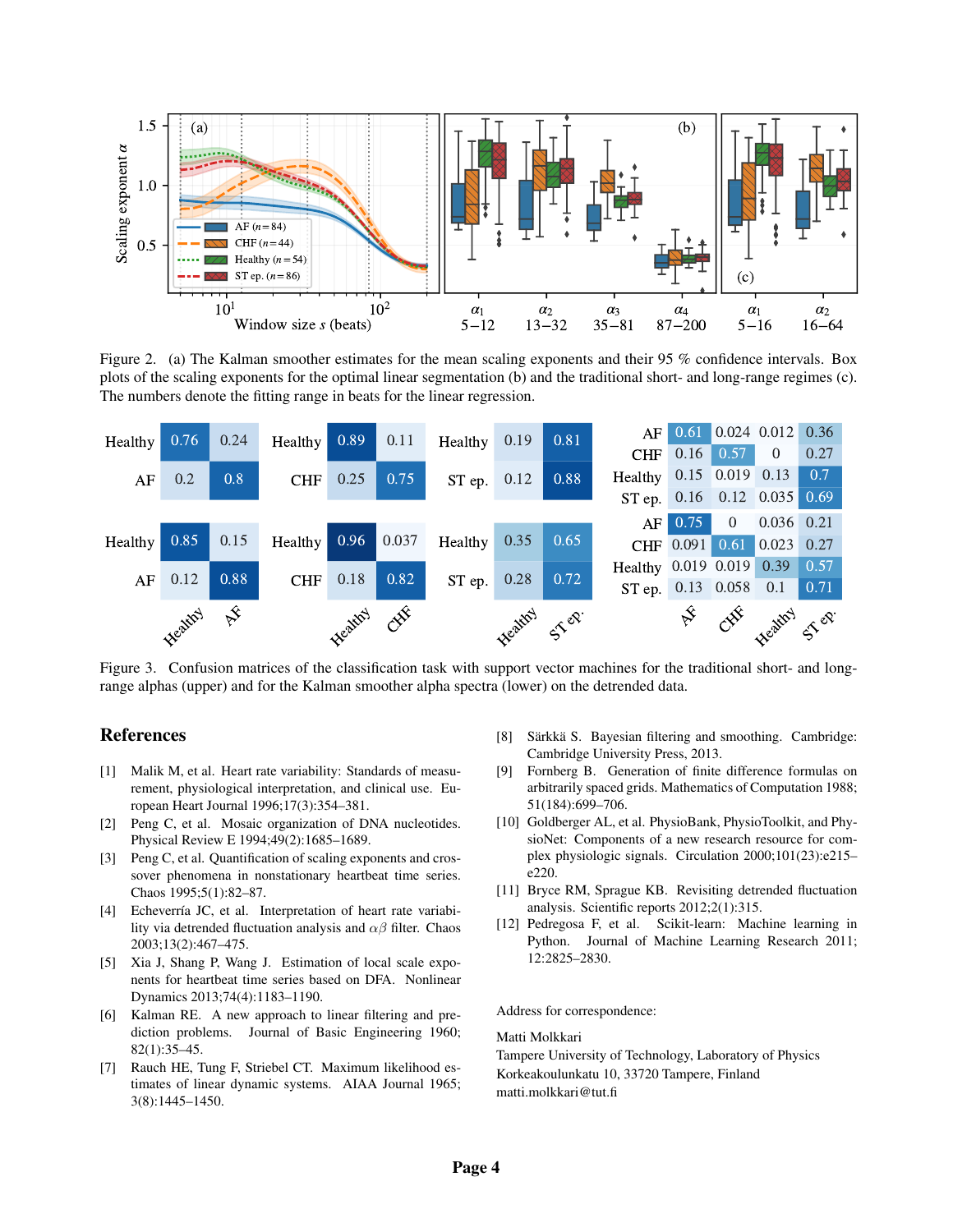(a)

Scaling exponent $\alpha$

1.5

1.0

0.5

AF ($n = 84$)

CHF ($n = 44$)

Healthy ($n = 54$)

ST ep. ($n = 86$)

$10^1$

$10^2$

Window size $s$ (beats)

(b)

$\alpha_1$ 5−12

$\alpha_2$ 13−32

$\alpha_3$ 35−81

$\alpha_4$ 87−200

(c)

$\alpha_1$ 5−16

$\alpha_2$ 16−64

Figure 2. (a) The Kalman smoother estimates for the mean scaling exponents and their 95 % confidence intervals. Box plots of the scaling exponents for the optimal linear segmentation (b) and the traditional short- and long-range regimes (c). The numbers denote the fitting range in beats for the linear regression.

Healthy 0.76 0.24

AF 0.2 0.8

Healthy 0.89 0.11

CHF 0.25 0.75

Healthy 0.19 0.81

ST ep. 0.12 0.88

AF 0.61 0.024 0.012 0.36

CHF 0.16 0.57 0 0.27

Healthy 0.15 0.019 0.13 0.7

ST ep. 0.16 0.12 0.035 0.69

Healthy 0.85 0.15

AF 0.12 0.88

Healthy 0.96 0.037

CHF 0.18 0.82

Healthy 0.35 0.65

ST ep. 0.28 0.72

AF 0.75 0 0.036 0.21

CHF 0.091 0.61 0.023 0.27

Healthy 0.019 0.019 0.39 0.57

ST ep. 0.13 0.058 0.1 0.71

Healthy AF

Healthy CHF

Healthy ST ep.

AF CHF Healthy ST ep.

Figure 3. Confusion matrices of the classification task with support vector machines for the traditional short- and long-range alphas (upper) and for the Kalman smoother alpha spectra (lower) on the detrended data.

## References

[1] Malik M, et al. Heart rate variability: Standards of measurement, physiological interpretation, and clinical use. European Heart Journal 1996;17(3):354–381.

[2] Peng C, et al. Mosaic organization of DNA nucleotides. Physical Review E 1994;49(2):1685–1689.

[3] Peng C, et al. Quantification of scaling exponents and crossover phenomena in nonstationary heartbeat time series. Chaos 1995;5(1):82–87.

[4] Echeverría JC, et al. Interpretation of heart rate variability via detrended fluctuation analysis and $\alpha\beta$ filter. Chaos 2003;13(2):467–475.

[5] Xia J, Shang P, Wang J. Estimation of local scale exponents for heartbeat time series based on DFA. Nonlinear Dynamics 2013;74(4):1183–1190.

[6] Kalman RE. A new approach to linear filtering and prediction problems. Journal of Basic Engineering 1960;82(1):35–45.

[7] Rauch HE, Tung F, Striebel CT. Maximum likelihood estimates of linear dynamic systems. AIAA Journal 1965;3(8):1445–1450.

[8] Särkkä S. Bayesian filtering and smoothing. Cambridge: Cambridge University Press, 2013.

[9] Fornberg B. Generation of finite difference formulas on arbitrarily spaced grids. Mathematics of Computation 1988;51(184):699–706.

[10] Goldberger AL, et al. PhysioBank, PhysioToolkit, and PhysioNet: Components of a new research resource for complex physiologic signals. Circulation 2000;101(23):e215–e220.

[11] Bryce RM, Sprague KB. Revisiting detrended fluctuation analysis. Scientific reports 2012;2(1):315.

[12] Pedregosa F, et al. Scikit-learn: Machine learning in Python. Journal of Machine Learning Research 2011;12:2825–2830.

Address for correspondence:

Matti Molkkari
Tampere University of Technology, Laboratory of Physics
Korkeakoulunkatu 10, 33720 Tampere, Finland
matti.molkkari@tut.fi